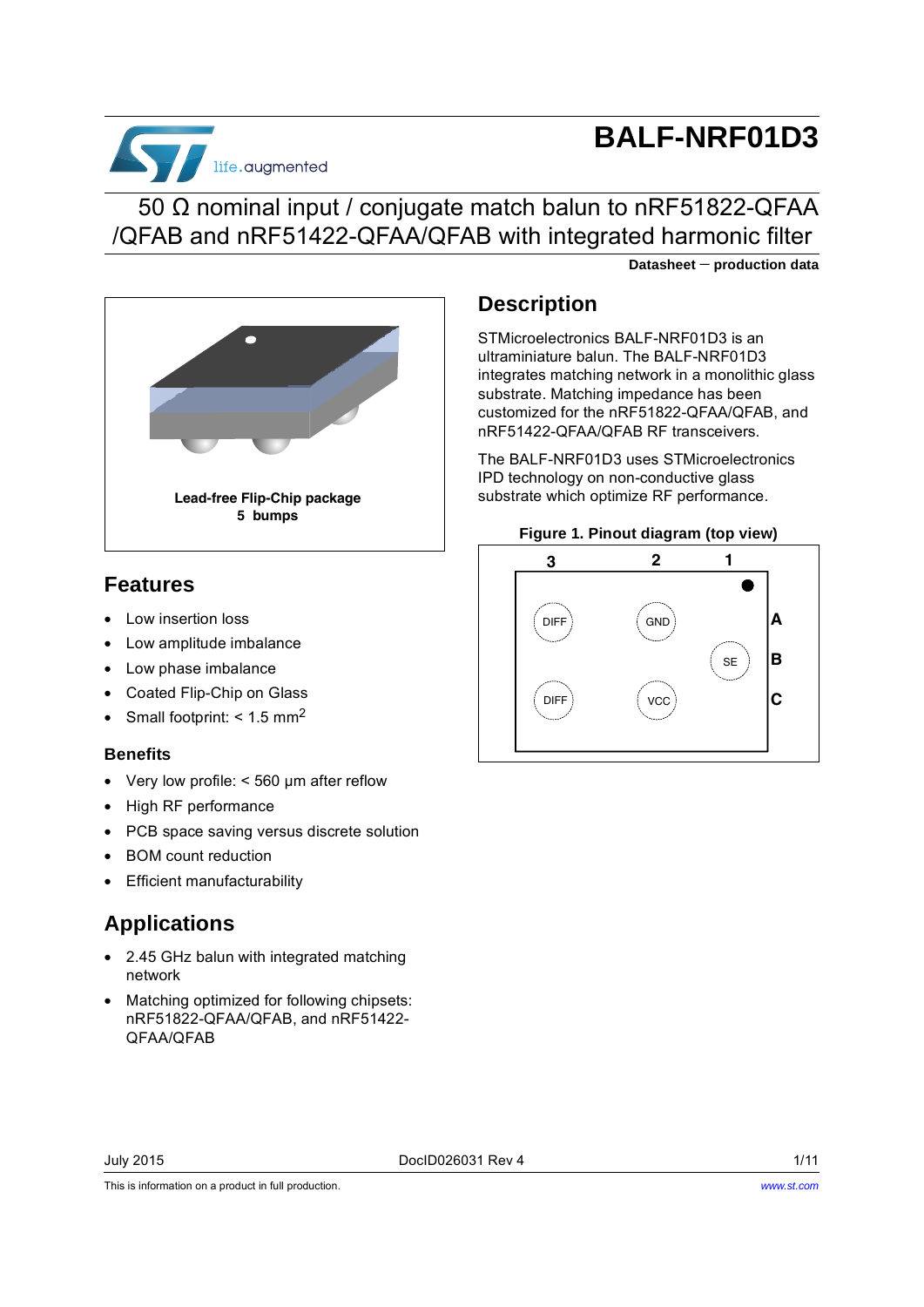# BALF-NRF01D3

## 50 Ω nominal input / conjugate match balun to nRF51822-QFAA /QFAB and nRF51422-QFAA/QFAB with integrated harmonic filter

**Datasheet — production data**

**Lead-free Flip-Chip package**
**5 bumps**

## Features

- Low insertion loss
- Low amplitude imbalance
- Low phase imbalance
- Coated Flip-Chip on Glass
- Small footprint: < 1.5 $mm^2$

### Benefits

- Very low profile: < 560 µm after reflow
- High RF performance
- PCB space saving versus discrete solution
- BOM count reduction
- Efficient manufacturability

## Applications

- 2.45 GHz balun with integrated matching network
- Matching optimized for following chipsets: nRF51822-QFAA/QFAB, and nRF51422-QFAA/QFAB

## Description

STMicroelectronics BALF-NRF01D3 is an ultraminiature balun. The BALF-NRF01D3 integrates matching network in a monolithic glass substrate. Matching impedance has been customized for the nRF51822-QFAA/QFAB, and nRF51422-QFAA/QFAB RF transceivers.

The BALF-NRF01D3 uses STMicroelectronics IPD technology on non-conductive glass substrate which optimize RF performance.

**Figure 1. Pinout diagram (top view)**

| | 3 | 2 | 1 |
|---|---|---|---|
| A | DIFF | GND | |
| B | | | SE |
| C | DIFF | VCC | |

July 2015 DocID026031 Rev 4

This is information on a product in full production.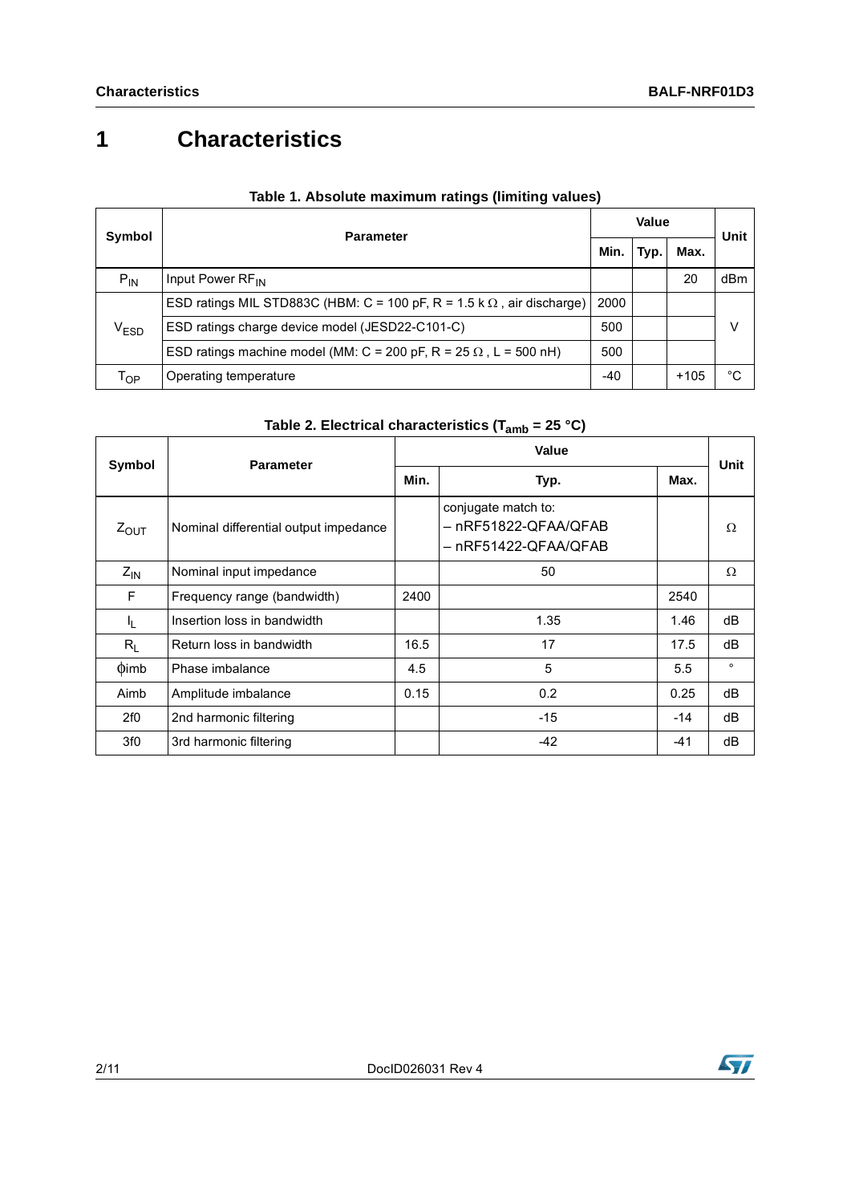# 1 Characteristics

**Table 1. Absolute maximum ratings (limiting values)**

| Symbol | Parameter | Value | | | Unit |
|---|---|---|---|---|---|
| | | Min. | Typ. | Max. | |
| $P_{IN}$ | Input Power $RF_{IN}$ | | | 20 | dBm |
| $V_{ESD}$ | ESD ratings MIL STD883C (HBM: C = 100 pF, R = 1.5 k Ω , air discharge) | 2000 | | | V |
| | ESD ratings charge device model (JESD22-C101-C) | 500 | | | |
| | ESD ratings machine model (MM: C = 200 pF, R = 25 Ω , L = 500 nH) | 500 | | | |
| $T_{OP}$ | Operating temperature | -40 | | +105 | °C |

**Table 2. Electrical characteristics ($T_{amb}$ = 25 °C)**

| Symbol | Parameter | Value | | | Unit |
|---|---|---|---|---|---|
| | | Min. | Typ. | Max. | |
| $Z_{OUT}$ | Nominal differential output impedance | | conjugate match to:<br>– nRF51822-QFAA/QFAB<br>– nRF51422-QFAA/QFAB | | Ω |
| $Z_{IN}$ | Nominal input impedance | | 50 | | Ω |
| F | Frequency range (bandwidth) | 2400 | | 2540 | |
| $I_L$ | Insertion loss in bandwidth | | 1.35 | 1.46 | dB |
| $R_L$ | Return loss in bandwidth | 16.5 | 17 | 17.5 | dB |
| ϕimb | Phase imbalance | 4.5 | 5 | 5.5 | ° |
| Aimb | Amplitude imbalance | 0.15 | 0.2 | 0.25 | dB |
| 2f0 | 2nd harmonic filtering | | -15 | -14 | dB |
| 3f0 | 3rd harmonic filtering | | -42 | -41 | dB |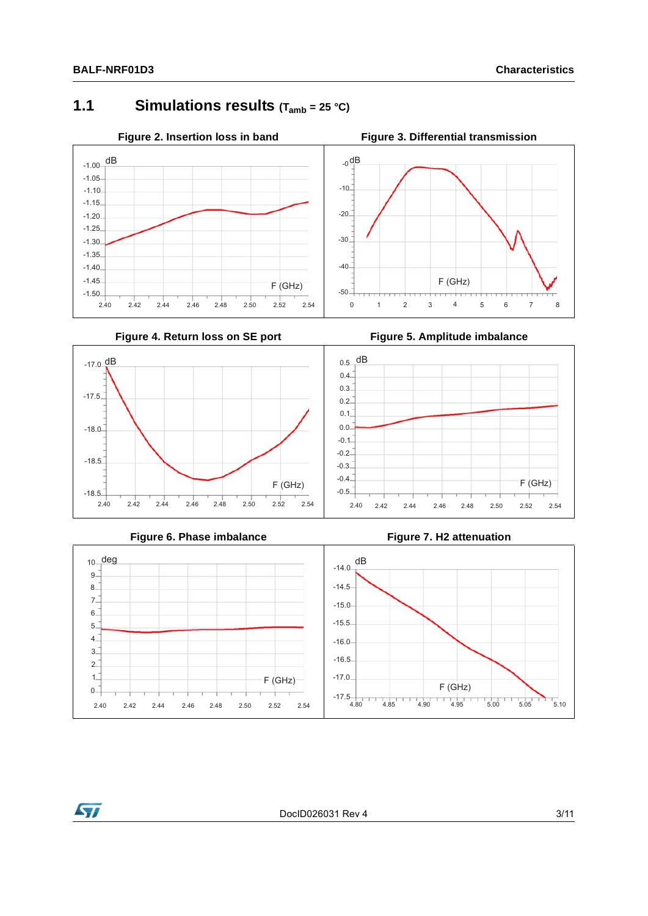## 1.1 Simulations results ($T_{amb}$ = 25 °C)

**Figure 2. Insertion loss in band**

**Figure 3. Differential transmission**

**Figure 4. Return loss on SE port**

**Figure 5. Amplitude imbalance**

**Figure 6. Phase imbalance**

**Figure 7. H2 attenuation**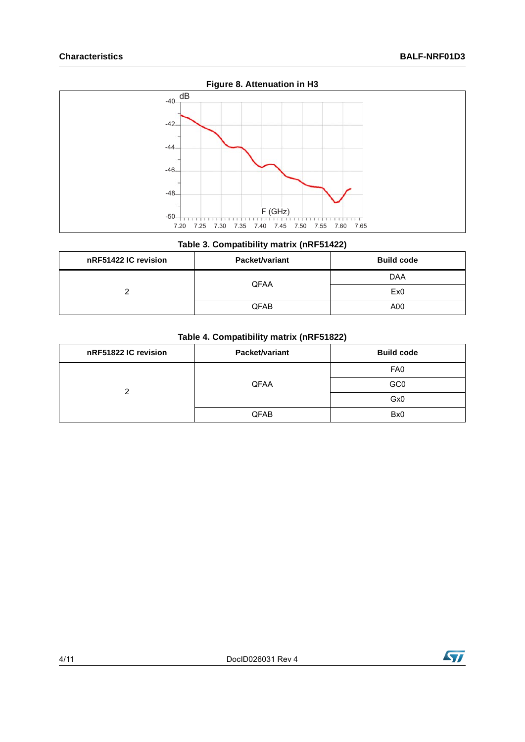Figure 8. Attenuation in H3

Table 3. Compatibility matrix (nRF51422)

| nRF51422 IC revision | Packet/variant | Build code |
|---|---|---|
| 2 | QFAA | DAA |
| | | Ex0 |
| | QFAB | A00 |

Table 4. Compatibility matrix (nRF51822)

| nRF51822 IC revision | Packet/variant | Build code |
|---|---|---|
| 2 | QFAA | FA0 |
| | | GC0 |
| | | Gx0 |
| | QFAB | Bx0 |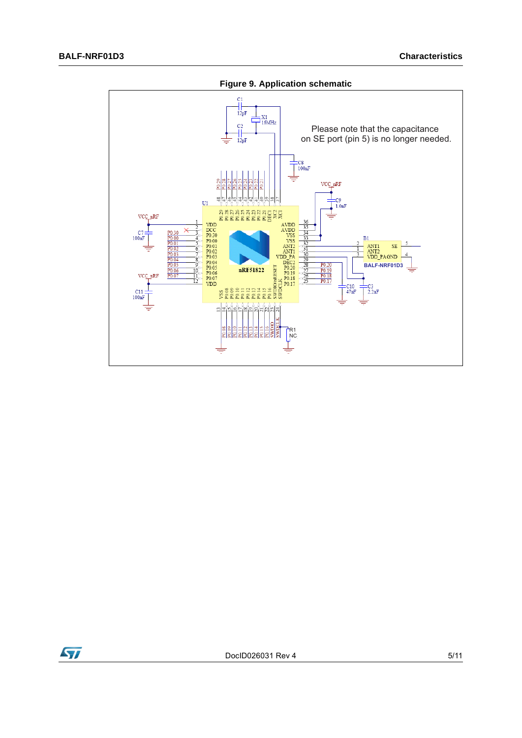**Figure 9. Application schematic**

Please note that the capacitance on SE port (pin 5) is no longer needed.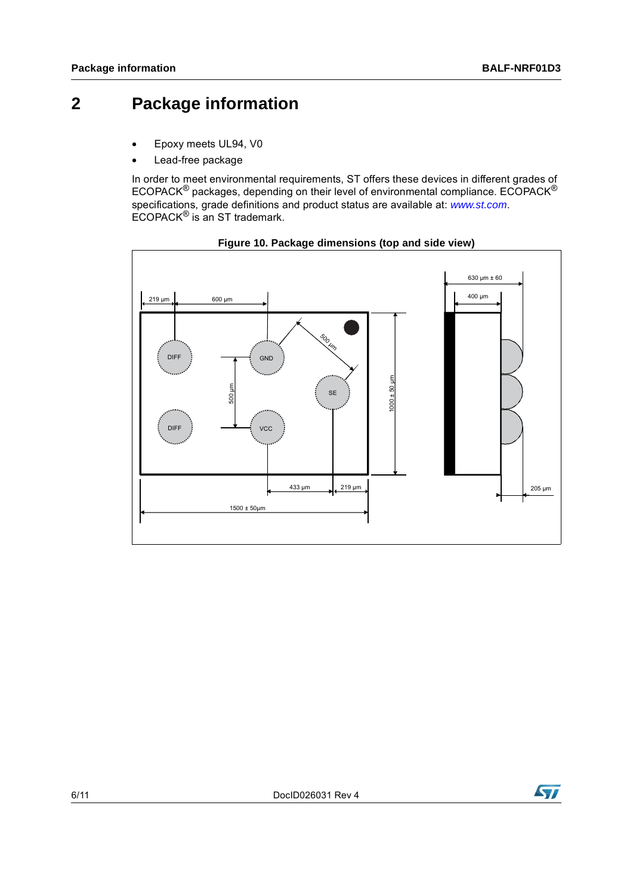# 2 Package information

- Epoxy meets UL94, V0
- Lead-free package

In order to meet environmental requirements, ST offers these devices in different grades of ECOPACK® packages, depending on their level of environmental compliance. ECOPACK® specifications, grade definitions and product status are available at: *www.st.com*. ECOPACK® is an ST trademark.

**Figure 10. Package dimensions (top and side view)**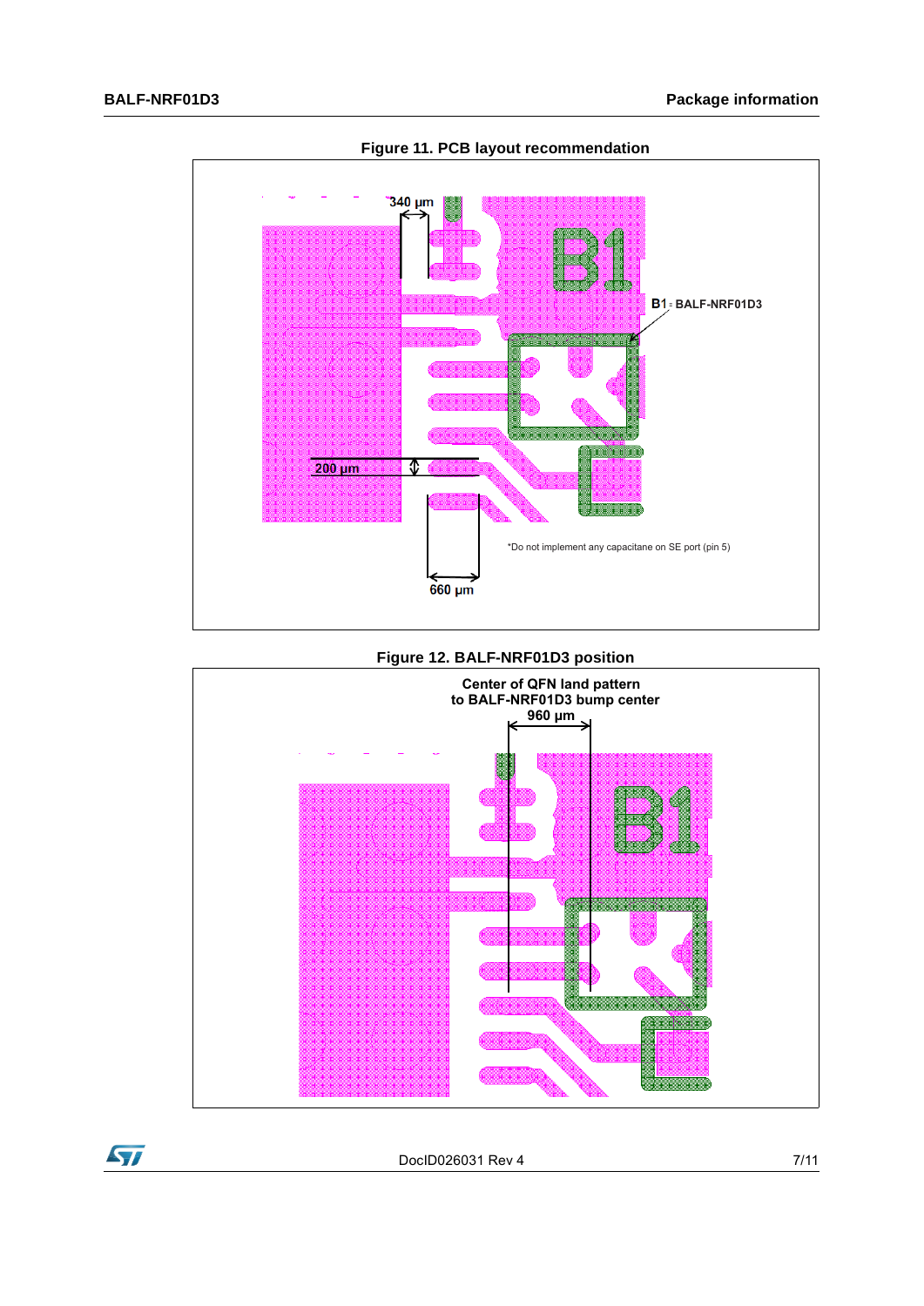**Figure 11. PCB layout recommendation**

340 µm

B1: BALF-NRF01D3

200 µm

660 µm

*Do not implement any capacitane on SE port (pin 5)

**Figure 12. BALF-NRF01D3 position**

Center of QFN land pattern
to BALF-NRF01D3 bump center
960 µm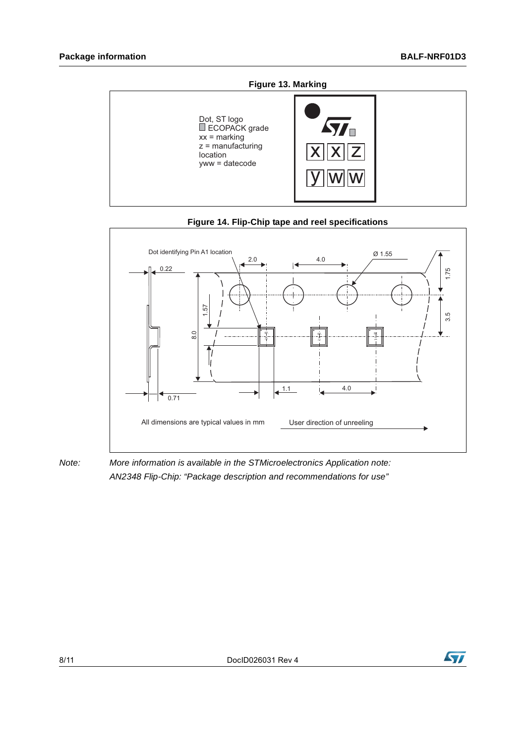**Figure 13. Marking**

Dot, ST logo
ECOPACK grade
xx = marking
z = manufacturing location
yww = datecode

**Figure 14. Flip-Chip tape and reel specifications**

All dimensions are typical values in mm

*Note: More information is available in the STMicroelectronics Application note: AN2348 Flip-Chip: "Package description and recommendations for use"*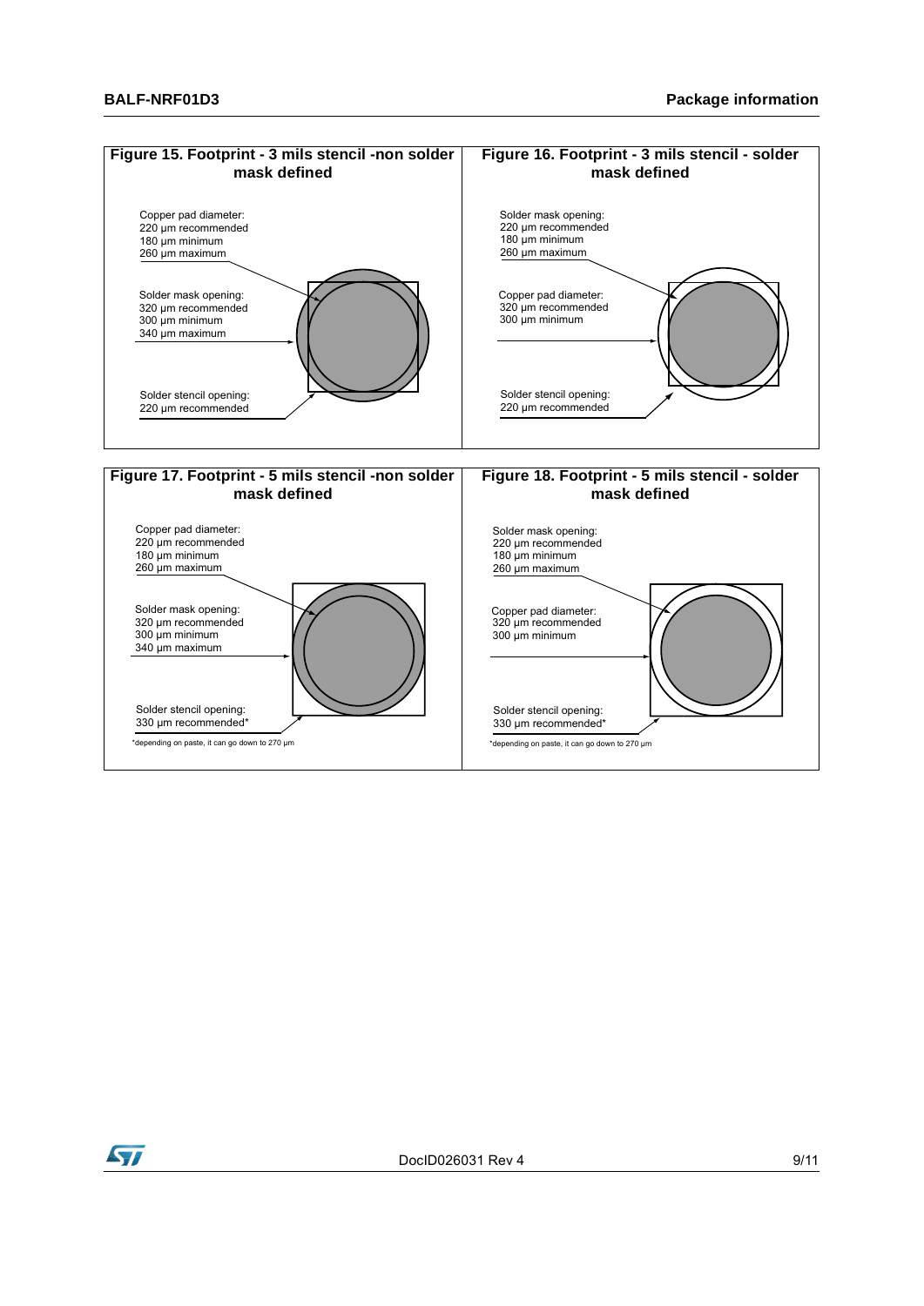**Figure 15. Footprint - 3 mils stencil -non solder mask defined**

Copper pad diameter:
220 µm recommended
180 µm minimum
260 µm maximum

Solder mask opening:
320 µm recommended
300 µm minimum
340 µm maximum

Solder stencil opening:
220 µm recommended

**Figure 16. Footprint - 3 mils stencil - solder mask defined**

Solder mask opening:
220 µm recommended
180 µm minimum
260 µm maximum

Copper pad diameter:
320 µm recommended
300 µm minimum

Solder stencil opening:
220 µm recommended

**Figure 17. Footprint - 5 mils stencil -non solder mask defined**

Copper pad diameter:
220 µm recommended
180 µm minimum
260 µm maximum

Solder mask opening:
320 µm recommended
300 µm minimum
340 µm maximum

Solder stencil opening:
330 µm recommended*

*depending on paste, it can go down to 270 µm

**Figure 18. Footprint - 5 mils stencil - solder mask defined**

Solder mask opening:
220 µm recommended
180 µm minimum
260 µm maximum

Copper pad diameter:
320 µm recommended
300 µm minimum

Solder stencil opening:
330 µm recommended*

*depending on paste, it can go down to 270 µm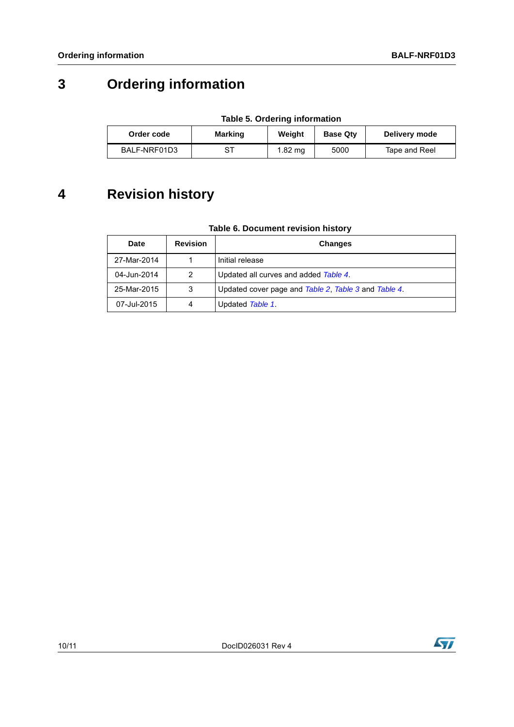# 3 Ordering information

**Table 5. Ordering information**

| Order code | Marking | Weight | Base Qty | Delivery mode |
|---|---|---|---|---|
| BALF-NRF01D3 | ST | 1.82 mg | 5000 | Tape and Reel |

# 4 Revision history

**Table 6. Document revision history**

| Date | Revision | Changes |
|---|---|---|
| 27-Mar-2014 | 1 | Initial release |
| 04-Jun-2014 | 2 | Updated all curves and added *Table 4*. |
| 25-Mar-2015 | 3 | Updated cover page and *Table 2*, *Table 3* and *Table 4*. |
| 07-Jul-2015 | 4 | Updated *Table 1*. |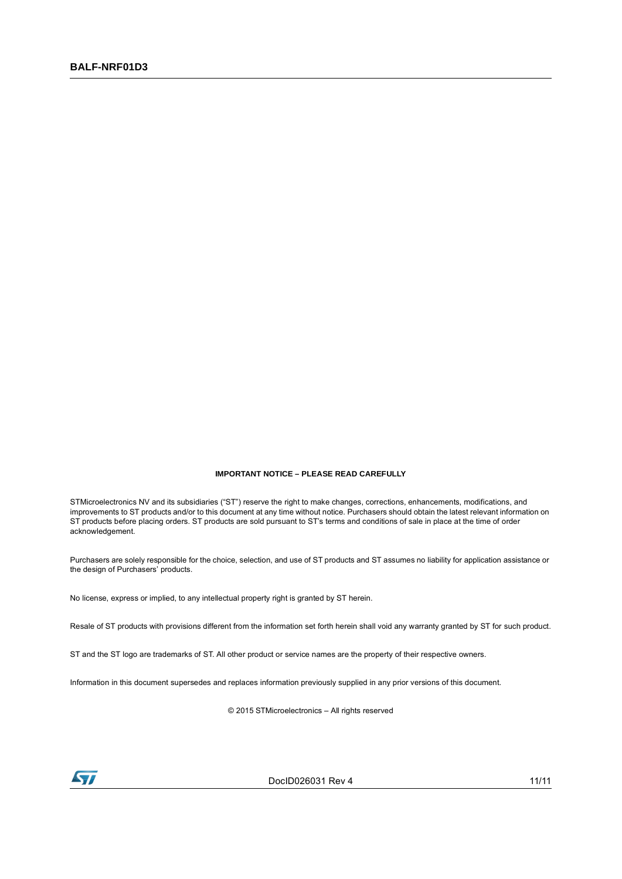**IMPORTANT NOTICE – PLEASE READ CAREFULLY**

STMicroelectronics NV and its subsidiaries (“ST”) reserve the right to make changes, corrections, enhancements, modifications, and improvements to ST products and/or to this document at any time without notice. Purchasers should obtain the latest relevant information on ST products before placing orders. ST products are sold pursuant to ST’s terms and conditions of sale in place at the time of order acknowledgement.

Purchasers are solely responsible for the choice, selection, and use of ST products and ST assumes no liability for application assistance or the design of Purchasers’ products.

No license, express or implied, to any intellectual property right is granted by ST herein.

Resale of ST products with provisions different from the information set forth herein shall void any warranty granted by ST for such product.

ST and the ST logo are trademarks of ST. All other product or service names are the property of their respective owners.

Information in this document supersedes and replaces information previously supplied in any prior versions of this document.

© 2015 STMicroelectronics – All rights reserved